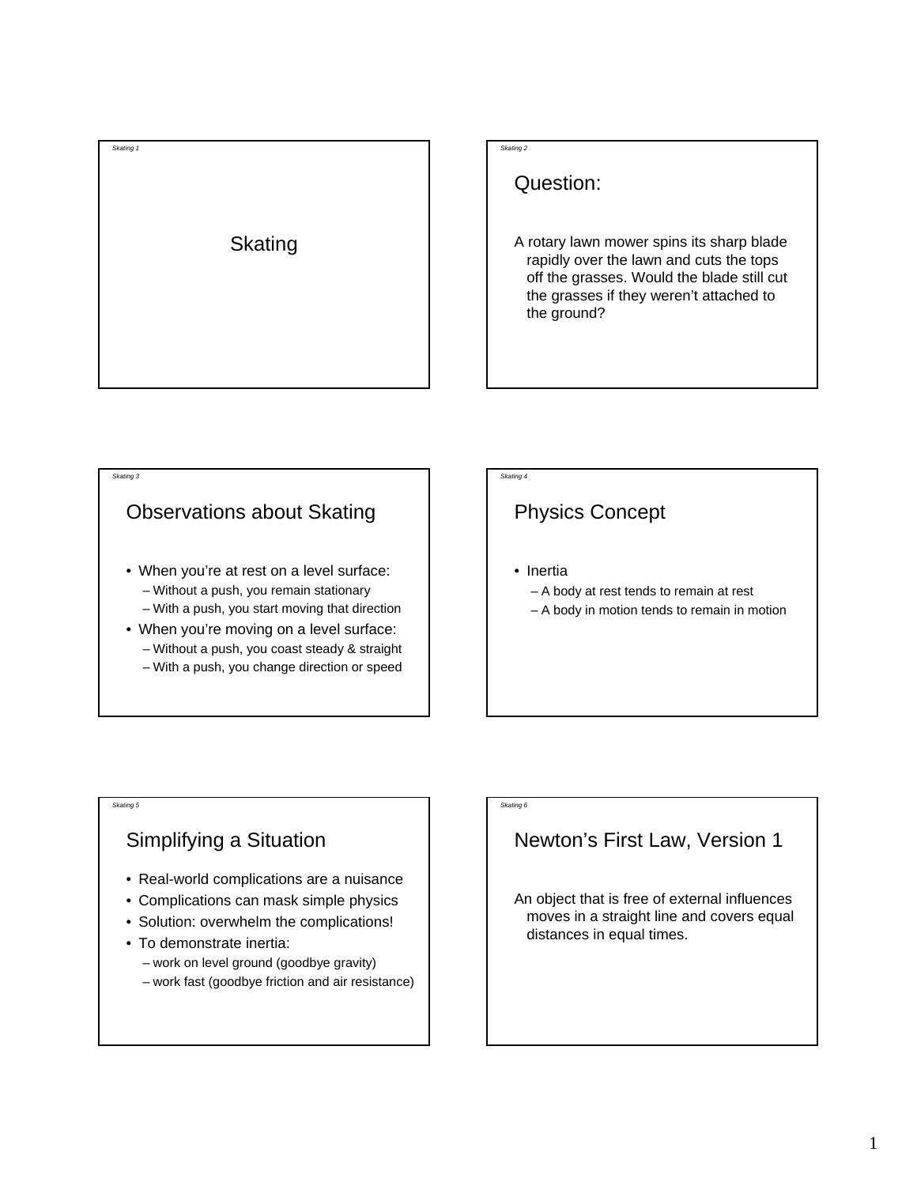# Skating

## Question:

A rotary lawn mower spins its sharp blade rapidly over the lawn and cuts the tops off the grasses. Would the blade still cut the grasses if they weren't attached to the ground?

## Observations about Skating

- When you're at rest on a level surface:
  - Without a push, you remain stationary
  - With a push, you start moving that direction
- When you're moving on a level surface:
  - Without a push, you coast steady & straight
  - With a push, you change direction or speed

## Physics Concept

- Inertia
  - A body at rest tends to remain at rest
  - A body in motion tends to remain in motion

## Simplifying a Situation

- Real-world complications are a nuisance
- Complications can mask simple physics
- Solution: overwhelm the complications!
- To demonstrate inertia:
  - work on level ground (goodbye gravity)
  - work fast (goodbye friction and air resistance)

## Newton's First Law, Version 1

An object that is free of external influences moves in a straight line and covers equal distances in equal times.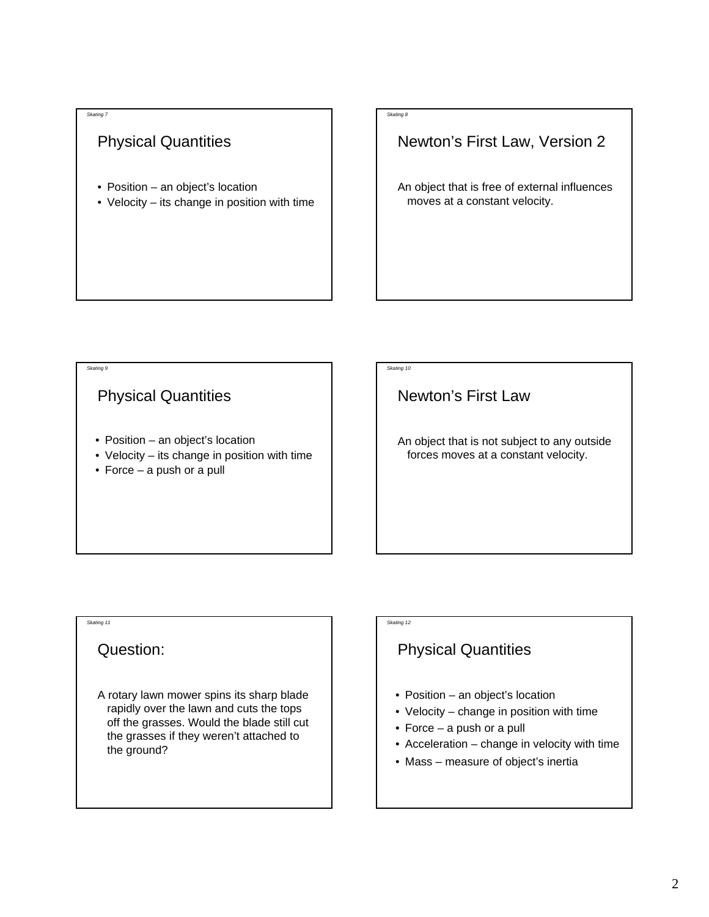*Skating 7*

## Physical Quantities

- Position – an object's location
- Velocity – its change in position with time

*Skating 8*

## Newton's First Law, Version 2

An object that is free of external influences moves at a constant velocity.

*Skating 9*

## Physical Quantities

- Position – an object's location
- Velocity – its change in position with time
- Force – a push or a pull

*Skating 10*

## Newton's First Law

An object that is not subject to any outside forces moves at a constant velocity.

*Skating 11*

## Question:

A rotary lawn mower spins its sharp blade rapidly over the lawn and cuts the tops off the grasses. Would the blade still cut the grasses if they weren't attached to the ground?

*Skating 12*

## Physical Quantities

- Position – an object's location
- Velocity – change in position with time
- Force – a push or a pull
- Acceleration – change in velocity with time
- Mass – measure of object's inertia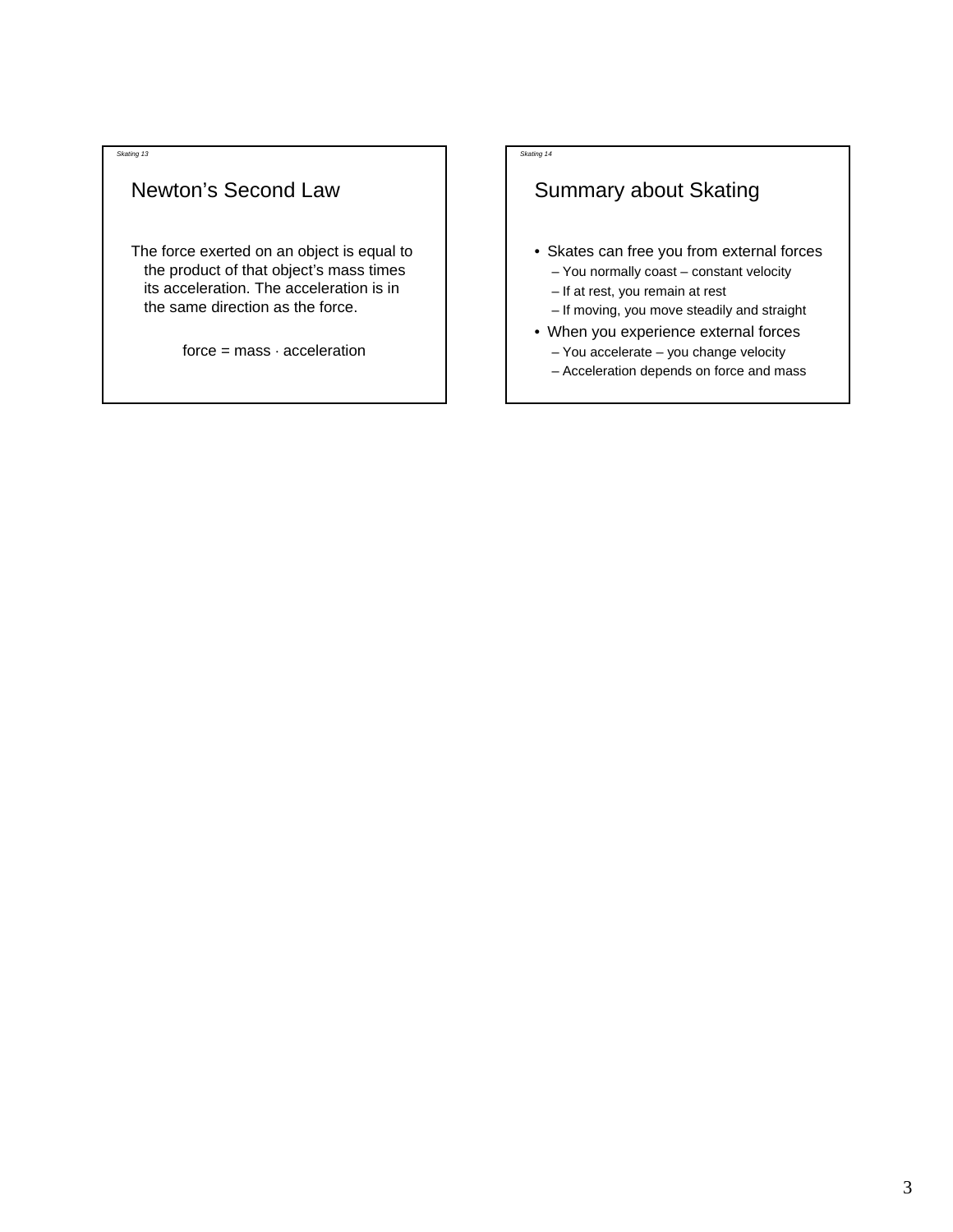*Skating 13*

## Newton's Second Law

The force exerted on an object is equal to the product of that object's mass times its acceleration. The acceleration is in the same direction as the force.

force = mass · acceleration

*Skating 14*

## Summary about Skating

- Skates can free you from external forces
  - You normally coast – constant velocity
  - If at rest, you remain at rest
  - If moving, you move steadily and straight
- When you experience external forces
  - You accelerate – you change velocity
  - Acceleration depends on force and mass